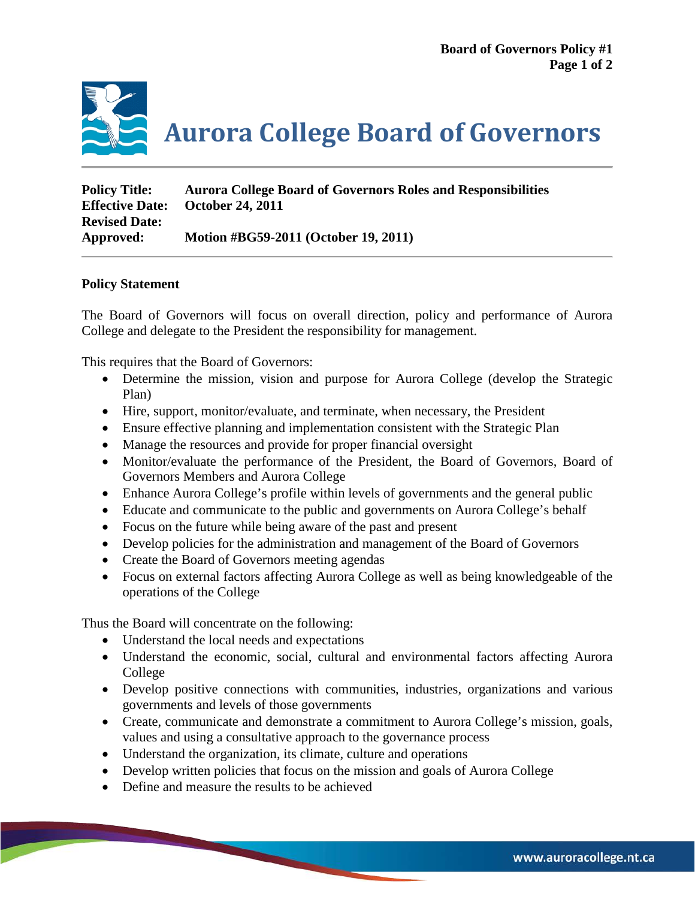# Aurora College Board of Governors

**Policy Title:** **Aurora College Board of Governors Roles and Responsibilities**
**Effective Date:** **October 24, 2011**
**Revised Date:**
**Approved:** **Motion #BG59-2011 (October 19, 2011)**

---

**Policy Statement**

The Board of Governors will focus on overall direction, policy and performance of Aurora College and delegate to the President the responsibility for management.

This requires that the Board of Governors:

- Determine the mission, vision and purpose for Aurora College (develop the Strategic Plan)
- Hire, support, monitor/evaluate, and terminate, when necessary, the President
- Ensure effective planning and implementation consistent with the Strategic Plan
- Manage the resources and provide for proper financial oversight
- Monitor/evaluate the performance of the President, the Board of Governors, Board of Governors Members and Aurora College
- Enhance Aurora College's profile within levels of governments and the general public
- Educate and communicate to the public and governments on Aurora College's behalf
- Focus on the future while being aware of the past and present
- Develop policies for the administration and management of the Board of Governors
- Create the Board of Governors meeting agendas
- Focus on external factors affecting Aurora College as well as being knowledgeable of the operations of the College

Thus the Board will concentrate on the following:

- Understand the local needs and expectations
- Understand the economic, social, cultural and environmental factors affecting Aurora College
- Develop positive connections with communities, industries, organizations and various governments and levels of those governments
- Create, communicate and demonstrate a commitment to Aurora College's mission, goals, values and using a consultative approach to the governance process
- Understand the organization, its climate, culture and operations
- Develop written policies that focus on the mission and goals of Aurora College
- Define and measure the results to be achieved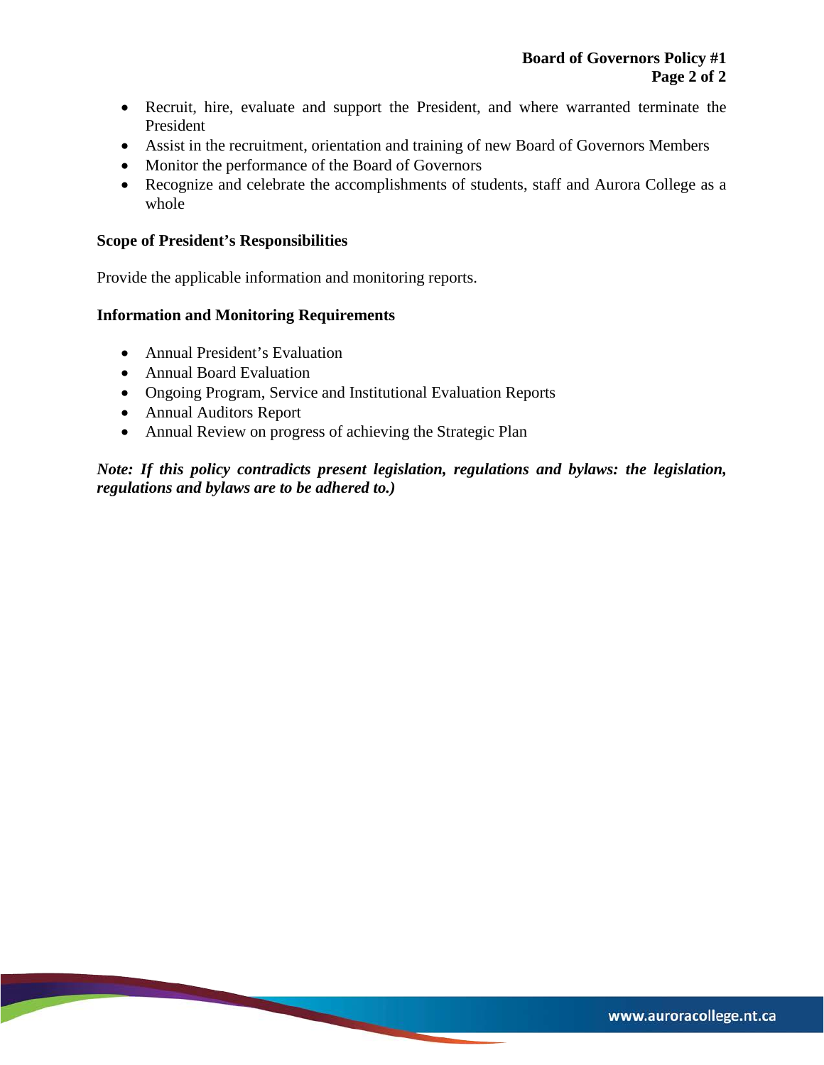- Recruit, hire, evaluate and support the President, and where warranted terminate the President
- Assist in the recruitment, orientation and training of new Board of Governors Members
- Monitor the performance of the Board of Governors
- Recognize and celebrate the accomplishments of students, staff and Aurora College as a whole

**Scope of President's Responsibilities**

Provide the applicable information and monitoring reports.

**Information and Monitoring Requirements**

- Annual President's Evaluation
- Annual Board Evaluation
- Ongoing Program, Service and Institutional Evaluation Reports
- Annual Auditors Report
- Annual Review on progress of achieving the Strategic Plan

***Note: If this policy contradicts present legislation, regulations and bylaws: the legislation, regulations and bylaws are to be adhered to.)***